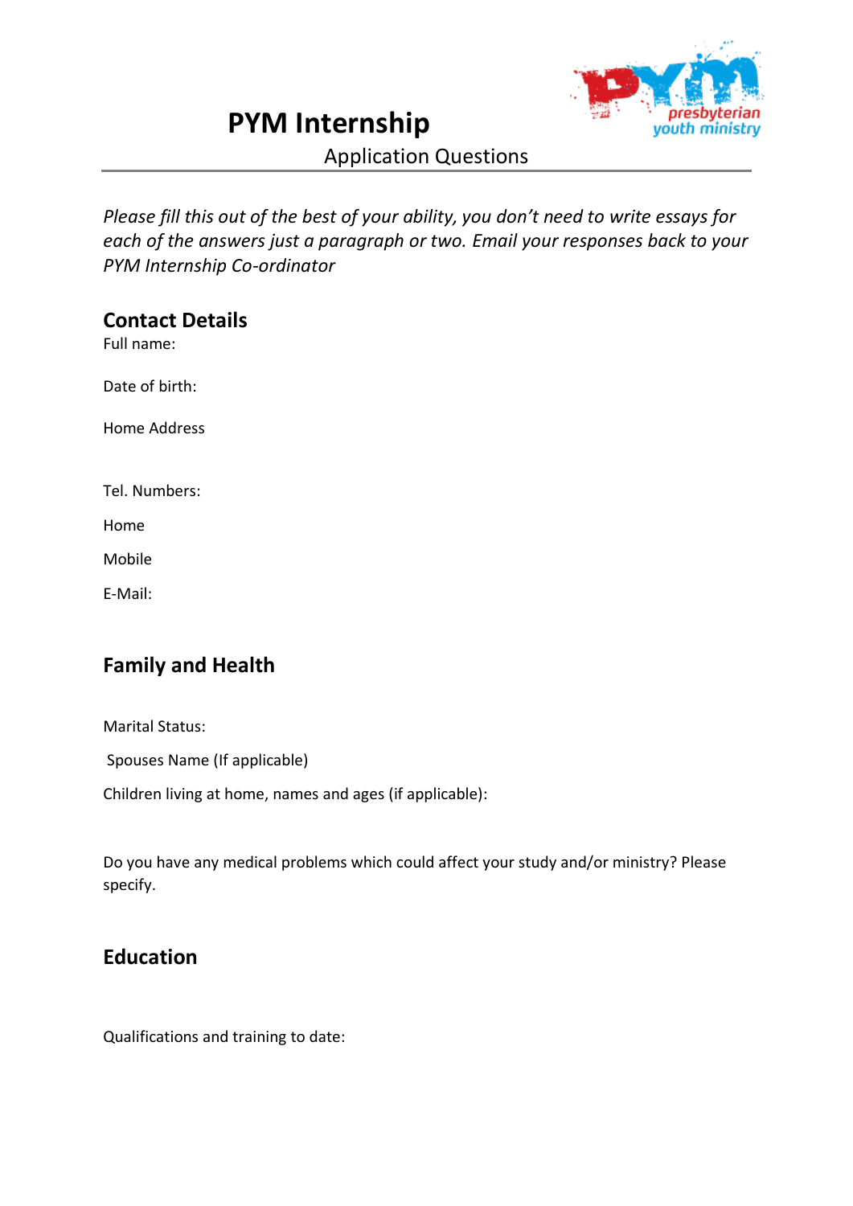# PYM Internship

Application Questions

*Please fill this out of the best of your ability, you don't need to write essays for each of the answers just a paragraph or two. Email your responses back to your PYM Internship Co-ordinator*

## Contact Details

Full name:

Date of birth:

Home Address

Tel. Numbers:

Home

Mobile

E-Mail:

## Family and Health

Marital Status:

Spouses Name (If applicable)

Children living at home, names and ages (if applicable):

Do you have any medical problems which could affect your study and/or ministry? Please specify.

## Education

Qualifications and training to date: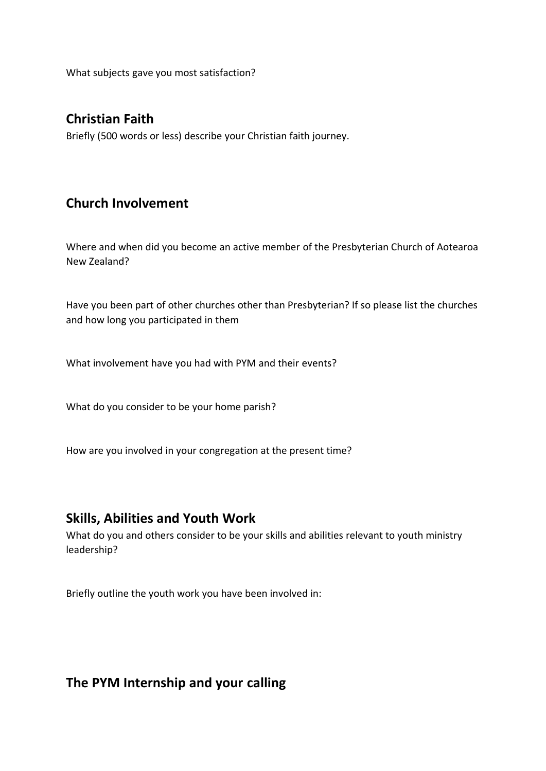What subjects gave you most satisfaction?

## Christian Faith

Briefly (500 words or less) describe your Christian faith journey.

## Church Involvement

Where and when did you become an active member of the Presbyterian Church of Aotearoa New Zealand?

Have you been part of other churches other than Presbyterian? If so please list the churches and how long you participated in them

What involvement have you had with PYM and their events?

What do you consider to be your home parish?

How are you involved in your congregation at the present time?

## Skills, Abilities and Youth Work

What do you and others consider to be your skills and abilities relevant to youth ministry leadership?

Briefly outline the youth work you have been involved in:

## The PYM Internship and your calling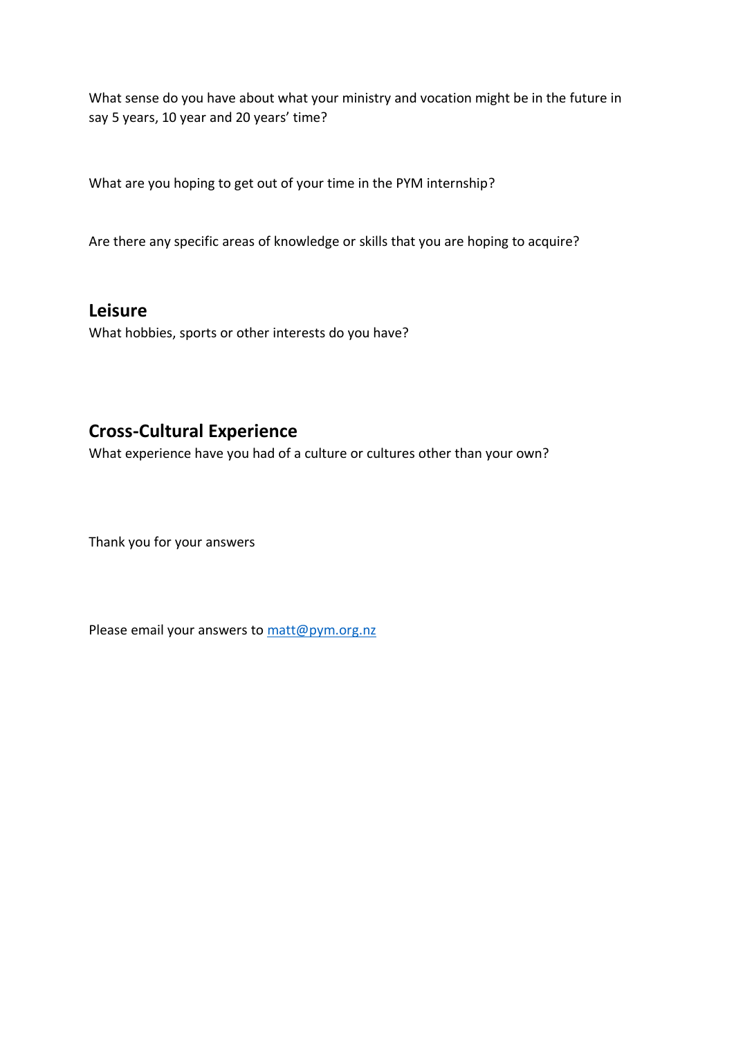What sense do you have about what your ministry and vocation might be in the future in say 5 years, 10 year and 20 years' time?

What are you hoping to get out of your time in the PYM internship?

Are there any specific areas of knowledge or skills that you are hoping to acquire?

## Leisure

What hobbies, sports or other interests do you have?

## Cross-Cultural Experience

What experience have you had of a culture or cultures other than your own?

Thank you for your answers

Please email your answers to [matt@pym.org.nz](mailto:matt@pym.org.nz)